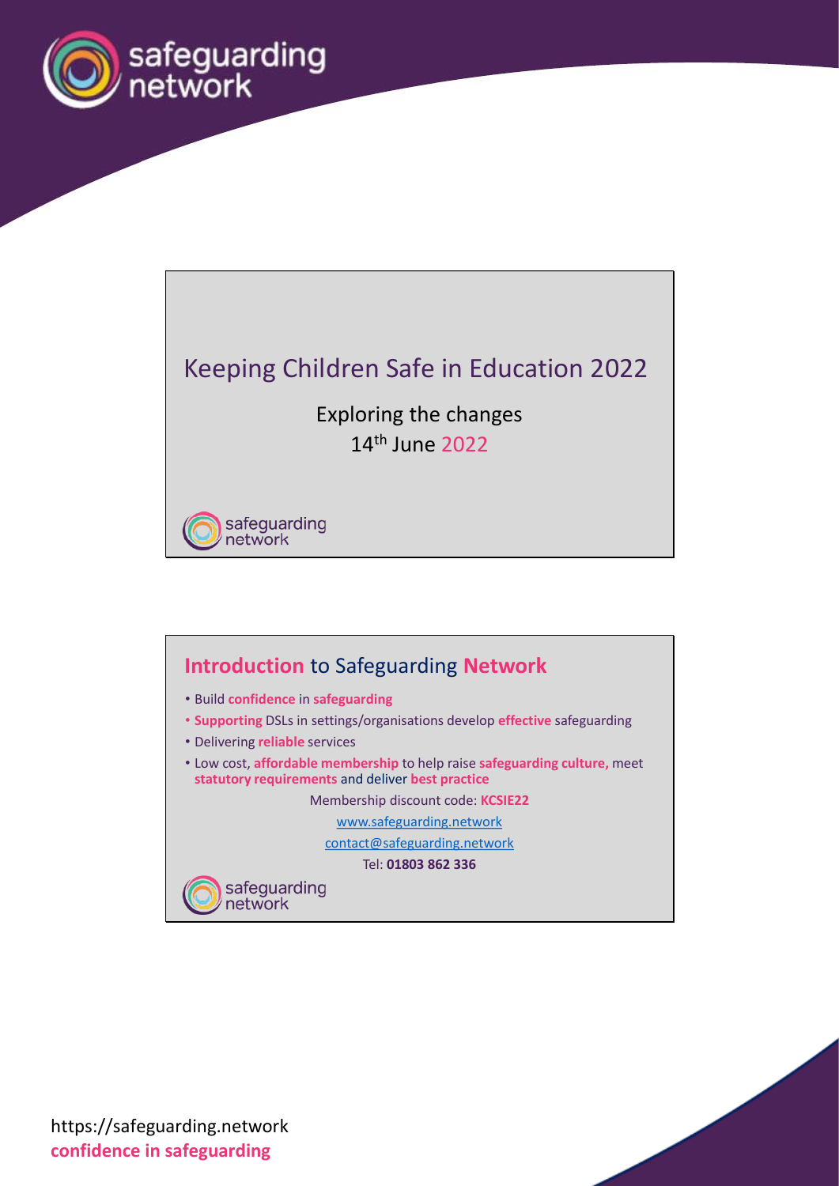# Keeping Children Safe in Education 2022

Exploring the changes
14th June 2022

## Introduction to Safeguarding Network

- Build **confidence** in **safeguarding**
- **Supporting** DSLs in settings/organisations develop **effective** safeguarding
- Delivering **reliable** services
- Low cost, **affordable membership** to help raise **safeguarding culture,** meet **statutory requirements** and deliver **best practice**

Membership discount code: **KCSIE22**

www.safeguarding.network

contact@safeguarding.network

Tel: **01803 862 336**

https://safeguarding.network
**confidence in safeguarding**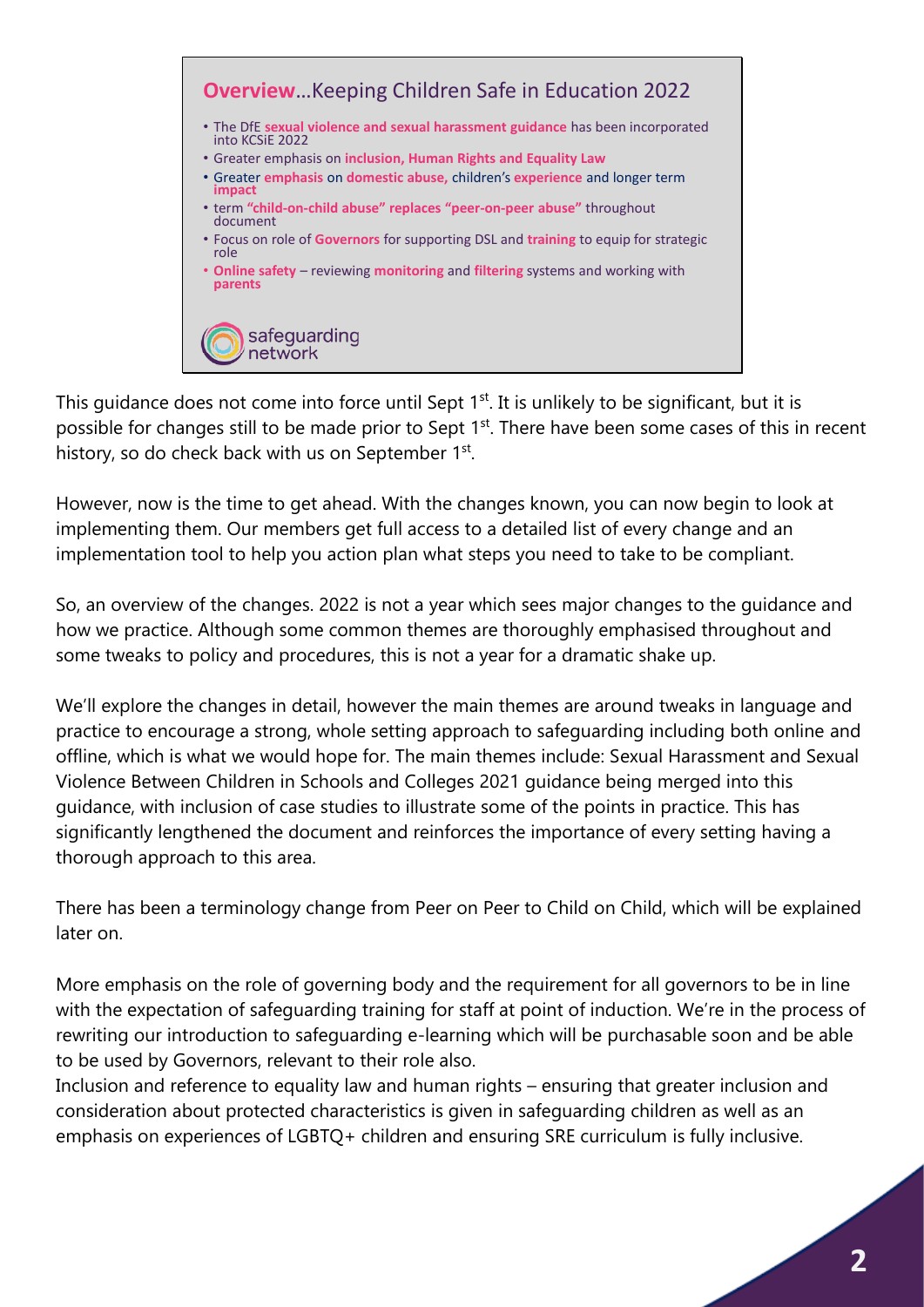## **Overview**…Keeping Children Safe in Education 2022

- The DfE **sexual violence and sexual harassment guidance** has been incorporated into KCSiE 2022
- Greater emphasis on **inclusion, Human Rights and Equality Law**
- Greater **emphasis** on **domestic abuse,** children's **experience** and longer term **impact**
- term **"child-on-child abuse" replaces "peer-on-peer abuse"** throughout document
- Focus on role of **Governors** for supporting DSL and **training** to equip for strategic role
- **Online safety** – reviewing **monitoring** and **filtering** systems and working with **parents**

safeguarding network

This guidance does not come into force until Sept 1st. It is unlikely to be significant, but it is possible for changes still to be made prior to Sept 1st. There have been some cases of this in recent history, so do check back with us on September 1st.

However, now is the time to get ahead. With the changes known, you can now begin to look at implementing them. Our members get full access to a detailed list of every change and an implementation tool to help you action plan what steps you need to take to be compliant.

So, an overview of the changes. 2022 is not a year which sees major changes to the guidance and how we practice. Although some common themes are thoroughly emphasised throughout and some tweaks to policy and procedures, this is not a year for a dramatic shake up.

We'll explore the changes in detail, however the main themes are around tweaks in language and practice to encourage a strong, whole setting approach to safeguarding including both online and offline, which is what we would hope for. The main themes include: Sexual Harassment and Sexual Violence Between Children in Schools and Colleges 2021 guidance being merged into this guidance, with inclusion of case studies to illustrate some of the points in practice. This has significantly lengthened the document and reinforces the importance of every setting having a thorough approach to this area.

There has been a terminology change from Peer on Peer to Child on Child, which will be explained later on.

More emphasis on the role of governing body and the requirement for all governors to be in line with the expectation of safeguarding training for staff at point of induction. We're in the process of rewriting our introduction to safeguarding e-learning which will be purchasable soon and be able to be used by Governors, relevant to their role also.

Inclusion and reference to equality law and human rights – ensuring that greater inclusion and consideration about protected characteristics is given in safeguarding children as well as an emphasis on experiences of LGBTQ+ children and ensuring SRE curriculum is fully inclusive.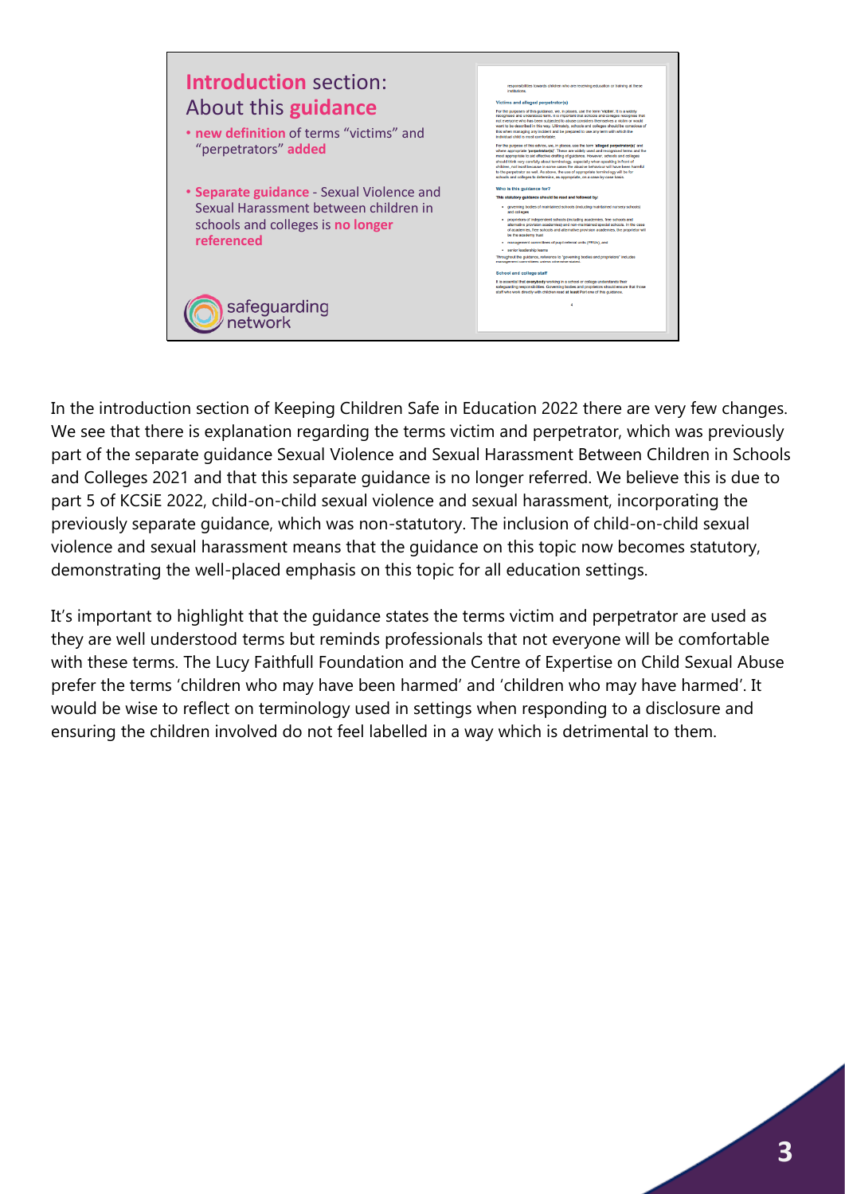## Introduction section: About this guidance

- **new definition** of terms "victims" and "perpetrators" **added**
- **Separate guidance** - Sexual Violence and Sexual Harassment between children in schools and colleges is **no longer referenced**

In the introduction section of Keeping Children Safe in Education 2022 there are very few changes. We see that there is explanation regarding the terms victim and perpetrator, which was previously part of the separate guidance Sexual Violence and Sexual Harassment Between Children in Schools and Colleges 2021 and that this separate guidance is no longer referred. We believe this is due to part 5 of KCSiE 2022, child-on-child sexual violence and sexual harassment, incorporating the previously separate guidance, which was non-statutory. The inclusion of child-on-child sexual violence and sexual harassment means that the guidance on this topic now becomes statutory, demonstrating the well-placed emphasis on this topic for all education settings.

It's important to highlight that the guidance states the terms victim and perpetrator are used as they are well understood terms but reminds professionals that not everyone will be comfortable with these terms. The Lucy Faithfull Foundation and the Centre of Expertise on Child Sexual Abuse prefer the terms 'children who may have been harmed' and 'children who may have harmed'. It would be wise to reflect on terminology used in settings when responding to a disclosure and ensuring the children involved do not feel labelled in a way which is detrimental to them.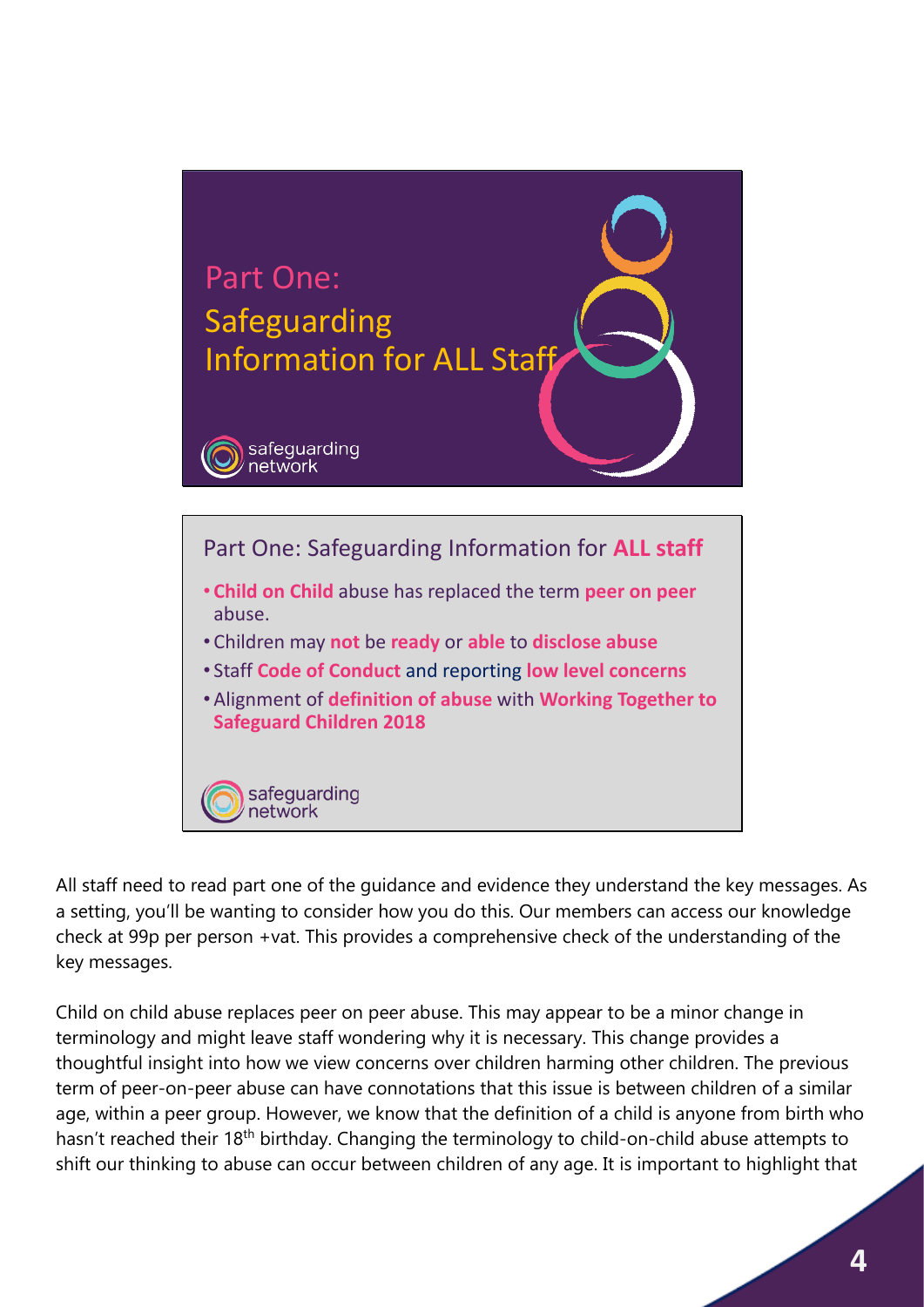## Part One: Safeguarding Information for ALL Staff

### Part One: Safeguarding Information for **ALL staff**

- **Child on Child** abuse has replaced the term **peer on peer** abuse.
- Children may **not** be **ready** or **able** to **disclose abuse**
- Staff **Code of Conduct** and reporting **low level concerns**
- Alignment of **definition of abuse** with **Working Together to Safeguard Children 2018**

All staff need to read part one of the guidance and evidence they understand the key messages. As a setting, you'll be wanting to consider how you do this. Our members can access our knowledge check at 99p per person +vat. This provides a comprehensive check of the understanding of the key messages.

Child on child abuse replaces peer on peer abuse. This may appear to be a minor change in terminology and might leave staff wondering why it is necessary. This change provides a thoughtful insight into how we view concerns over children harming other children. The previous term of peer-on-peer abuse can have connotations that this issue is between children of a similar age, within a peer group. However, we know that the definition of a child is anyone from birth who hasn't reached their 18th birthday. Changing the terminology to child-on-child abuse attempts to shift our thinking to abuse can occur between children of any age. It is important to highlight that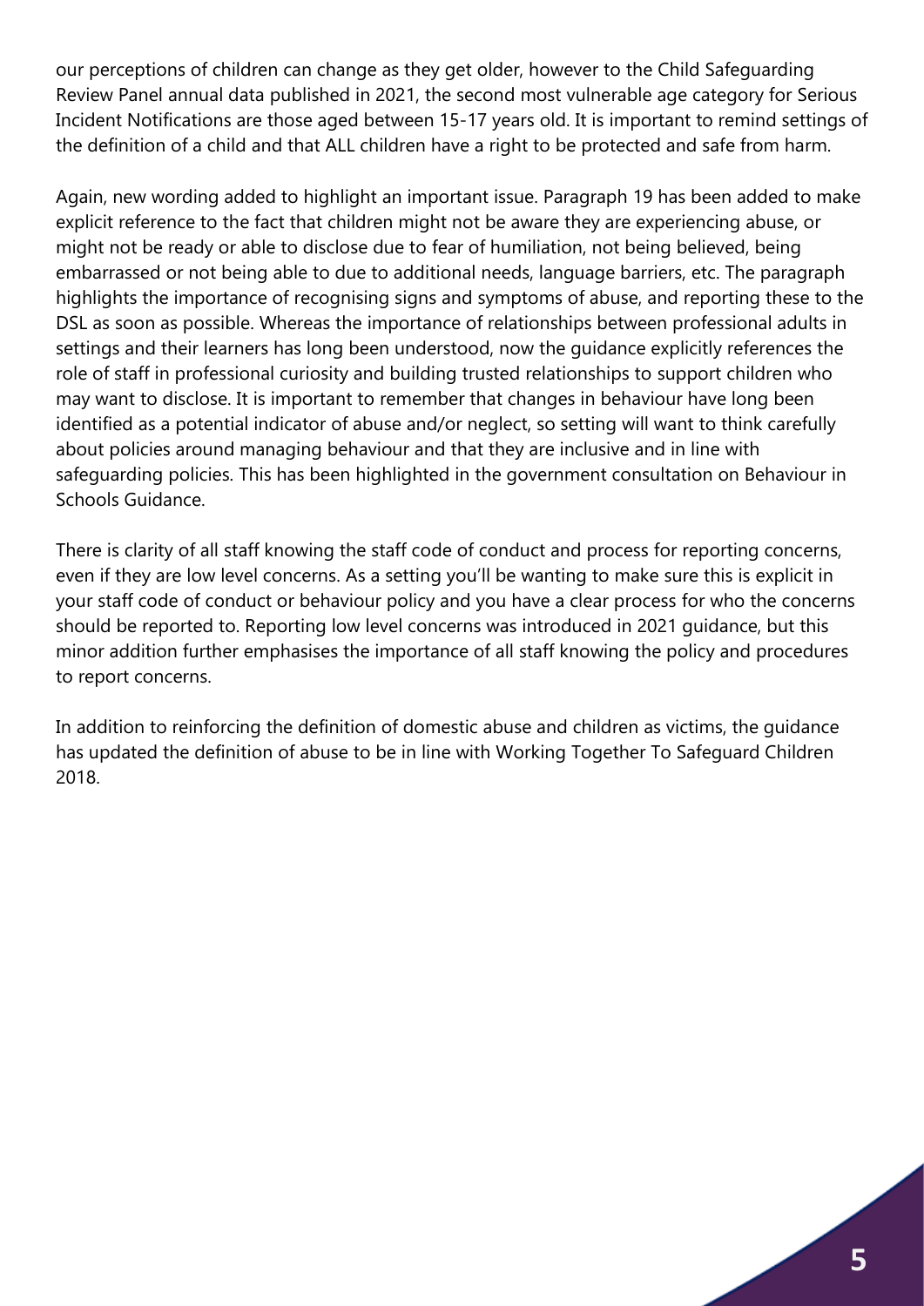our perceptions of children can change as they get older, however to the Child Safeguarding Review Panel annual data published in 2021, the second most vulnerable age category for Serious Incident Notifications are those aged between 15-17 years old. It is important to remind settings of the definition of a child and that ALL children have a right to be protected and safe from harm.

Again, new wording added to highlight an important issue. Paragraph 19 has been added to make explicit reference to the fact that children might not be aware they are experiencing abuse, or might not be ready or able to disclose due to fear of humiliation, not being believed, being embarrassed or not being able to due to additional needs, language barriers, etc. The paragraph highlights the importance of recognising signs and symptoms of abuse, and reporting these to the DSL as soon as possible. Whereas the importance of relationships between professional adults in settings and their learners has long been understood, now the guidance explicitly references the role of staff in professional curiosity and building trusted relationships to support children who may want to disclose. It is important to remember that changes in behaviour have long been identified as a potential indicator of abuse and/or neglect, so setting will want to think carefully about policies around managing behaviour and that they are inclusive and in line with safeguarding policies. This has been highlighted in the government consultation on Behaviour in Schools Guidance.

There is clarity of all staff knowing the staff code of conduct and process for reporting concerns, even if they are low level concerns. As a setting you'll be wanting to make sure this is explicit in your staff code of conduct or behaviour policy and you have a clear process for who the concerns should be reported to. Reporting low level concerns was introduced in 2021 guidance, but this minor addition further emphasises the importance of all staff knowing the policy and procedures to report concerns.

In addition to reinforcing the definition of domestic abuse and children as victims, the guidance has updated the definition of abuse to be in line with Working Together To Safeguard Children 2018.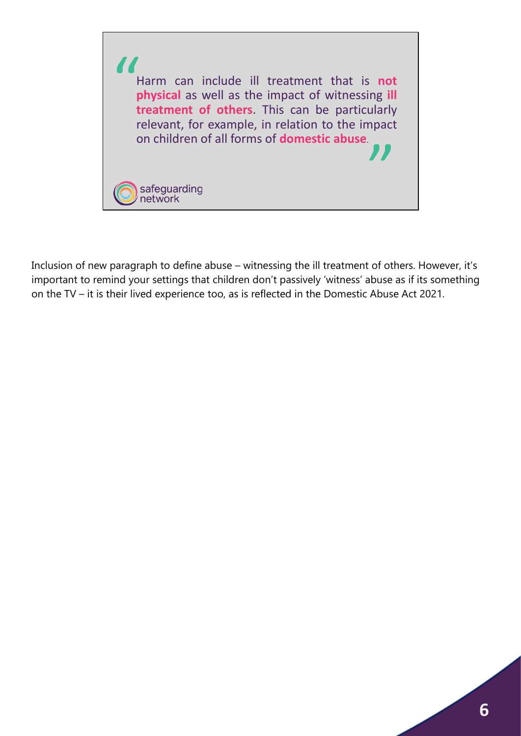> Harm can include ill treatment that is **not physical** as well as the impact of witnessing **ill treatment of others**. This can be particularly relevant, for example, in relation to the impact on children of all forms of **domestic abuse**.

safeguarding network

Inclusion of new paragraph to define abuse – witnessing the ill treatment of others. However, it's important to remind your settings that children don't passively 'witness' abuse as if its something on the TV – it is their lived experience too, as is reflected in the Domestic Abuse Act 2021.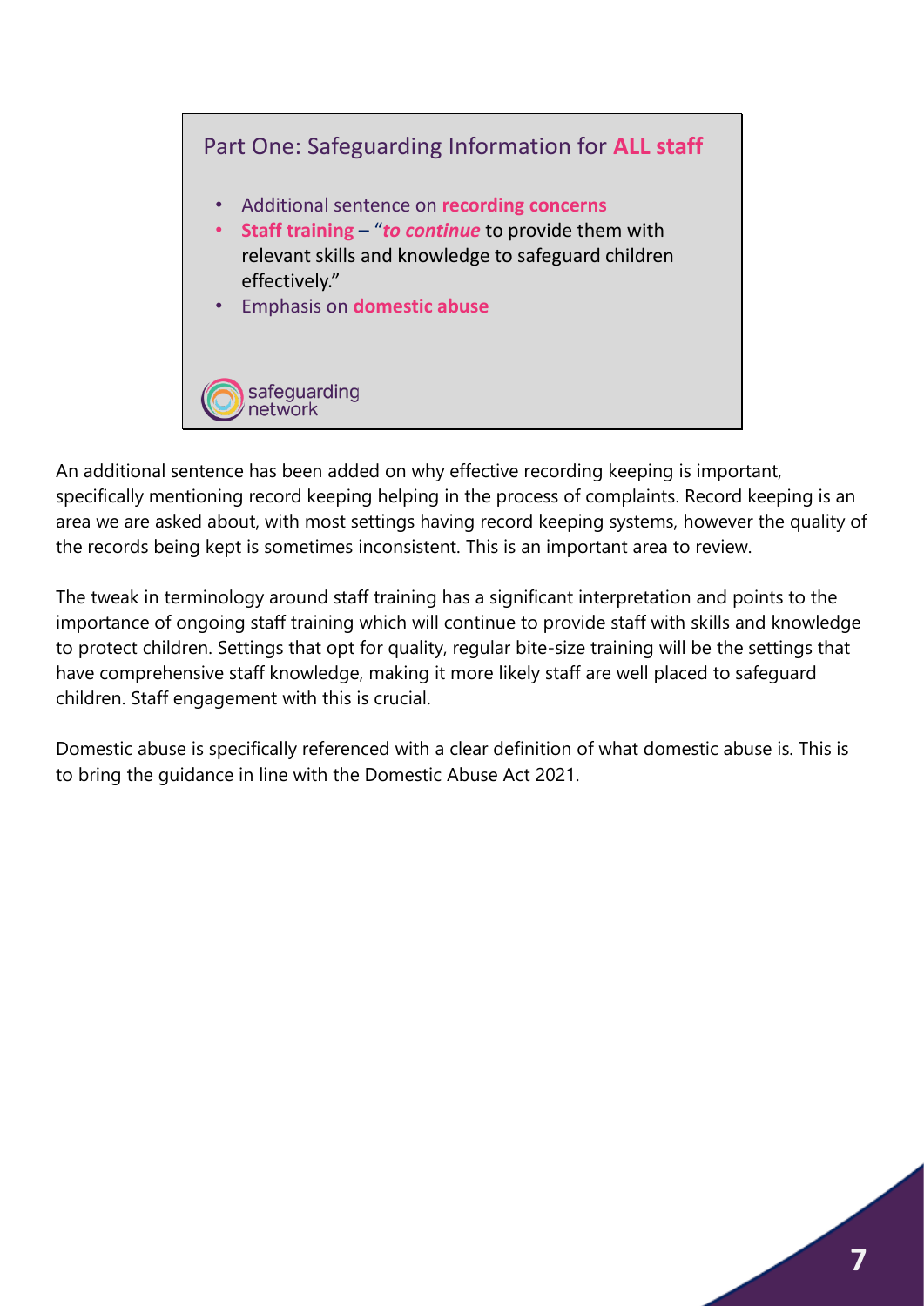## Part One: Safeguarding Information for **ALL staff**

- Additional sentence on **recording concerns**
- **Staff training** – "***to continue*** to provide them with relevant skills and knowledge to safeguard children effectively."
- Emphasis on **domestic abuse**

safeguarding network

An additional sentence has been added on why effective recording keeping is important, specifically mentioning record keeping helping in the process of complaints. Record keeping is an area we are asked about, with most settings having record keeping systems, however the quality of the records being kept is sometimes inconsistent. This is an important area to review.

The tweak in terminology around staff training has a significant interpretation and points to the importance of ongoing staff training which will continue to provide staff with skills and knowledge to protect children. Settings that opt for quality, regular bite-size training will be the settings that have comprehensive staff knowledge, making it more likely staff are well placed to safeguard children. Staff engagement with this is crucial.

Domestic abuse is specifically referenced with a clear definition of what domestic abuse is. This is to bring the guidance in line with the Domestic Abuse Act 2021.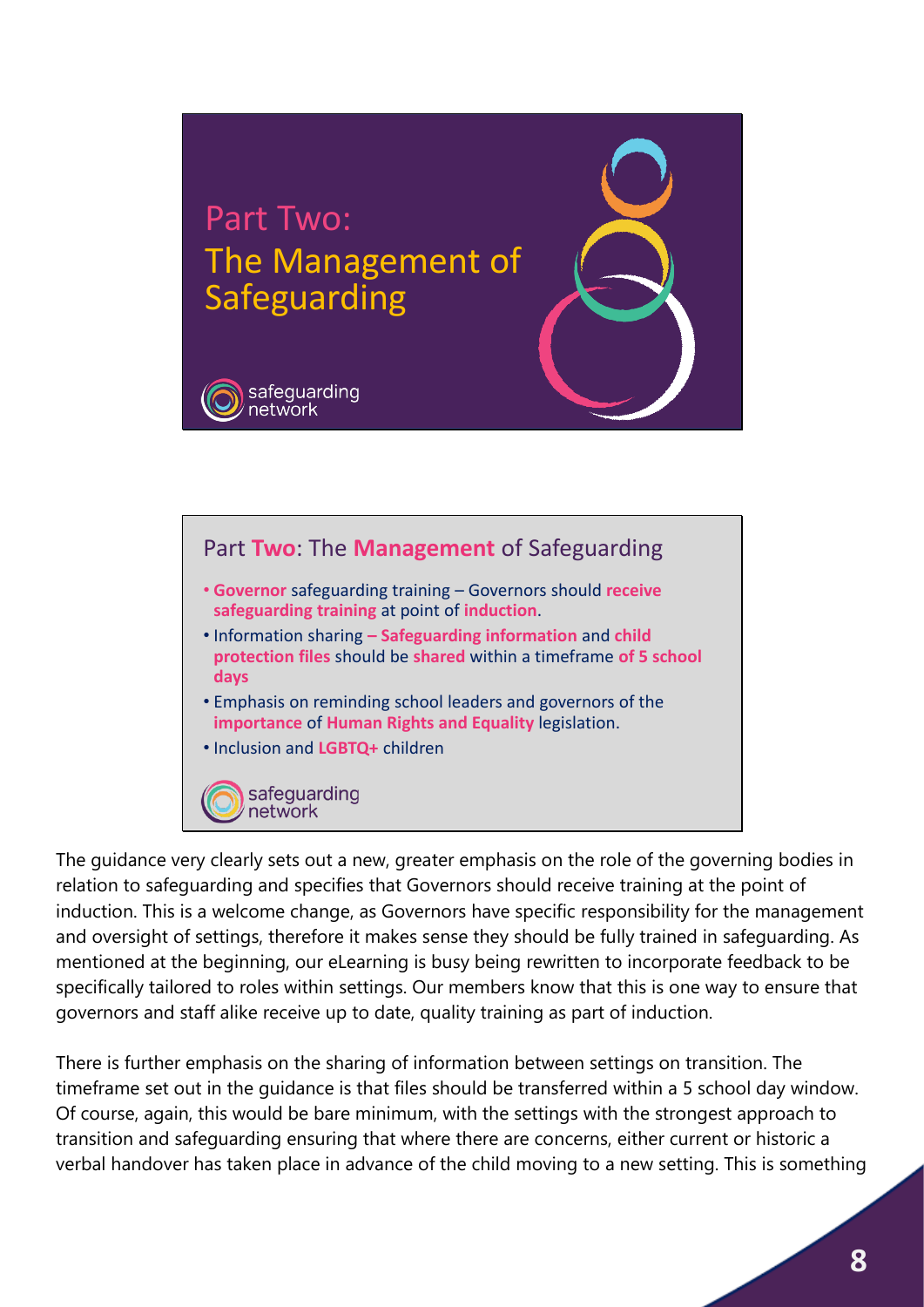# Part Two: The Management of Safeguarding

safeguarding network

## Part **Two**: The **Management** of Safeguarding

- **Governor** safeguarding training – Governors should **receive safeguarding training** at point of **induction**.
- Information sharing **– Safeguarding information** and **child protection files** should be **shared** within a timeframe **of 5 school days**
- Emphasis on reminding school leaders and governors of the **importance** of **Human Rights and Equality** legislation.
- Inclusion and **LGBTQ+** children

safeguarding network

The guidance very clearly sets out a new, greater emphasis on the role of the governing bodies in relation to safeguarding and specifies that Governors should receive training at the point of induction. This is a welcome change, as Governors have specific responsibility for the management and oversight of settings, therefore it makes sense they should be fully trained in safeguarding. As mentioned at the beginning, our eLearning is busy being rewritten to incorporate feedback to be specifically tailored to roles within settings. Our members know that this is one way to ensure that governors and staff alike receive up to date, quality training as part of induction.

There is further emphasis on the sharing of information between settings on transition. The timeframe set out in the guidance is that files should be transferred within a 5 school day window. Of course, again, this would be bare minimum, with the settings with the strongest approach to transition and safeguarding ensuring that where there are concerns, either current or historic a verbal handover has taken place in advance of the child moving to a new setting. This is something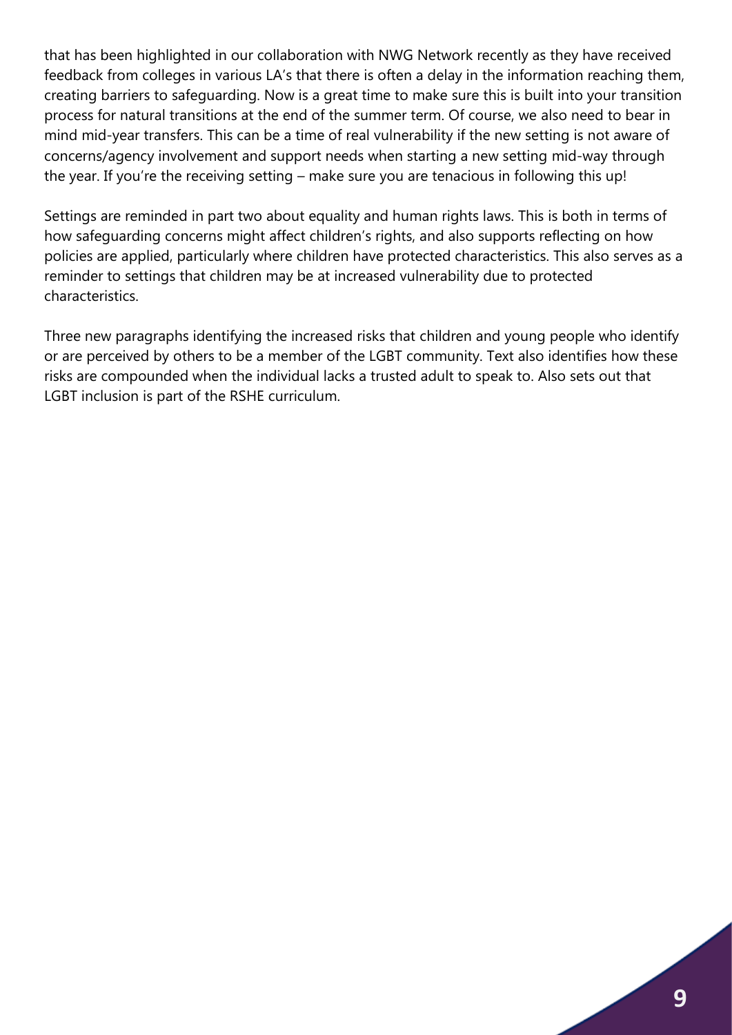that has been highlighted in our collaboration with NWG Network recently as they have received feedback from colleges in various LA's that there is often a delay in the information reaching them, creating barriers to safeguarding. Now is a great time to make sure this is built into your transition process for natural transitions at the end of the summer term. Of course, we also need to bear in mind mid-year transfers. This can be a time of real vulnerability if the new setting is not aware of concerns/agency involvement and support needs when starting a new setting mid-way through the year. If you're the receiving setting – make sure you are tenacious in following this up!

Settings are reminded in part two about equality and human rights laws. This is both in terms of how safeguarding concerns might affect children's rights, and also supports reflecting on how policies are applied, particularly where children have protected characteristics. This also serves as a reminder to settings that children may be at increased vulnerability due to protected characteristics.

Three new paragraphs identifying the increased risks that children and young people who identify or are perceived by others to be a member of the LGBT community. Text also identifies how these risks are compounded when the individual lacks a trusted adult to speak to. Also sets out that LGBT inclusion is part of the RSHE curriculum.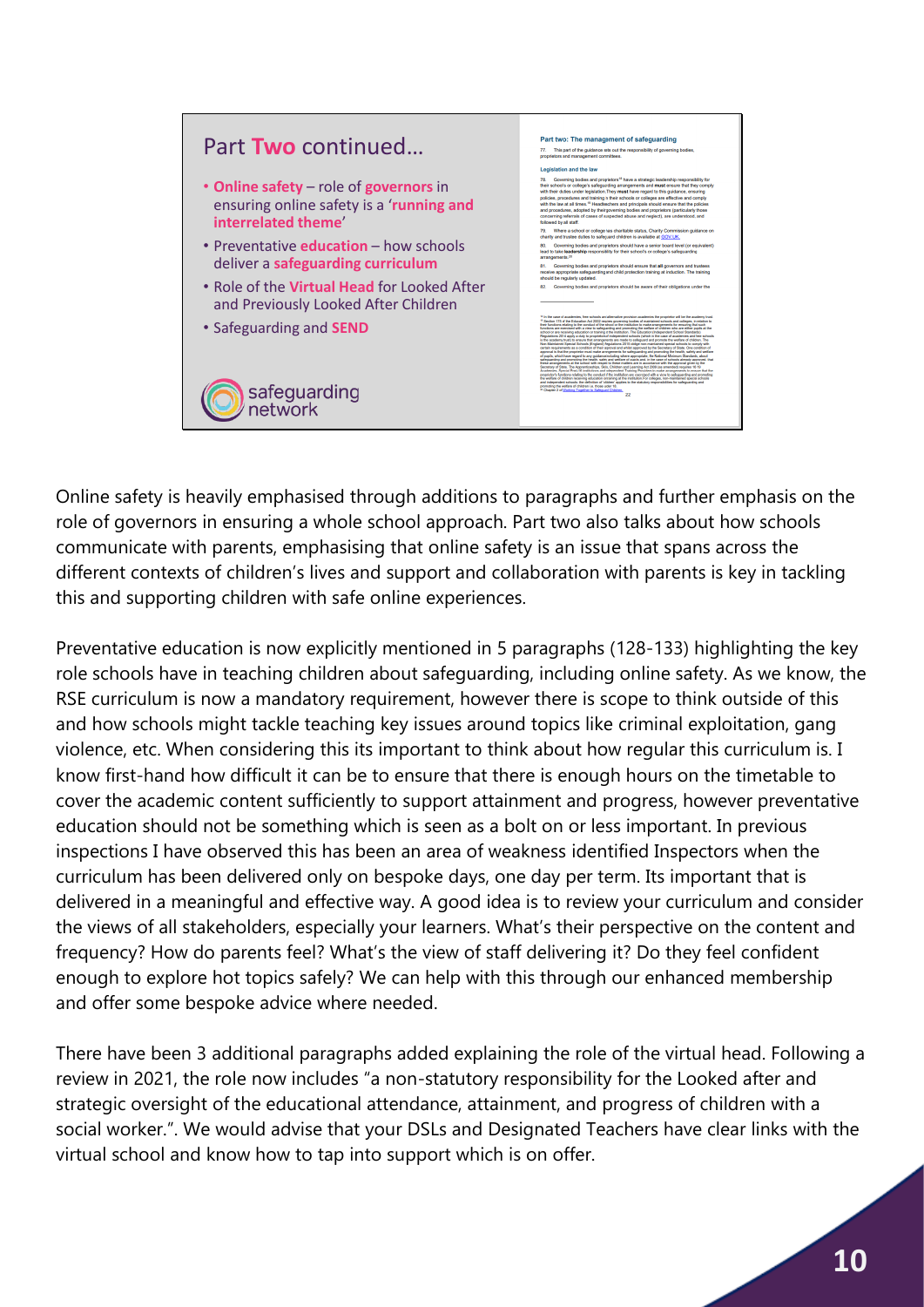## Part Two continued…

- **Online safety** – role of **governors** in ensuring online safety is a '**running and interrelated theme**'
- Preventative **education** – how schools deliver a **safeguarding curriculum**
- Role of the **Virtual Head** for Looked After and Previously Looked After Children
- Safeguarding and **SEND**

safeguarding network

**Part two: The management of safeguarding**

77. This part of the guidance sets out the responsibility of governing bodies, proprietors and management committees.

**Legislation and the law**

78. Governing bodies and proprietors[18] have a strategic leadership responsibility for their school's or college's safeguarding arrangements and **must** ensure that they comply with their duties under legislation. They **must** have regard to this guidance, ensuring policies, procedures and training n their schools or colleges are effective and comply with the law at all times.[19] Headteachers and principals should ensure that the policies and procedures, adopted by their governing bodies and proprietors (particularly those concerning referrals of cases of suspected abuse and neglect), are understood, and followed by all staff.

79. Where a school or college has charitable status, Charity Commission guidance on charity and trustee duties to safeguard children is available at GOV.UK.

80. Governing bodies and proprietors should have a senior board level (or equivalent) lead to take **leadership** responsibility for their school's or college's safeguarding arrangements.[20]

81. Governing bodies and proprietors should ensure that **all** governors and trustees receive appropriate safeguarding and child protection training at induction. The training should be regularly updated.

82. Governing bodies and proprietors should be aware of their obligations under the

Online safety is heavily emphasised through additions to paragraphs and further emphasis on the role of governors in ensuring a whole school approach. Part two also talks about how schools communicate with parents, emphasising that online safety is an issue that spans across the different contexts of children's lives and support and collaboration with parents is key in tackling this and supporting children with safe online experiences.

Preventative education is now explicitly mentioned in 5 paragraphs (128-133) highlighting the key role schools have in teaching children about safeguarding, including online safety. As we know, the RSE curriculum is now a mandatory requirement, however there is scope to think outside of this and how schools might tackle teaching key issues around topics like criminal exploitation, gang violence, etc. When considering this its important to think about how regular this curriculum is. I know first-hand how difficult it can be to ensure that there is enough hours on the timetable to cover the academic content sufficiently to support attainment and progress, however preventative education should not be something which is seen as a bolt on or less important. In previous inspections I have observed this has been an area of weakness identified Inspectors when the curriculum has been delivered only on bespoke days, one day per term. Its important that is delivered in a meaningful and effective way. A good idea is to review your curriculum and consider the views of all stakeholders, especially your learners. What's their perspective on the content and frequency? How do parents feel? What's the view of staff delivering it? Do they feel confident enough to explore hot topics safely? We can help with this through our enhanced membership and offer some bespoke advice where needed.

There have been 3 additional paragraphs added explaining the role of the virtual head. Following a review in 2021, the role now includes "a non-statutory responsibility for the Looked after and strategic oversight of the educational attendance, attainment, and progress of children with a social worker.". We would advise that your DSLs and Designated Teachers have clear links with the virtual school and know how to tap into support which is on offer.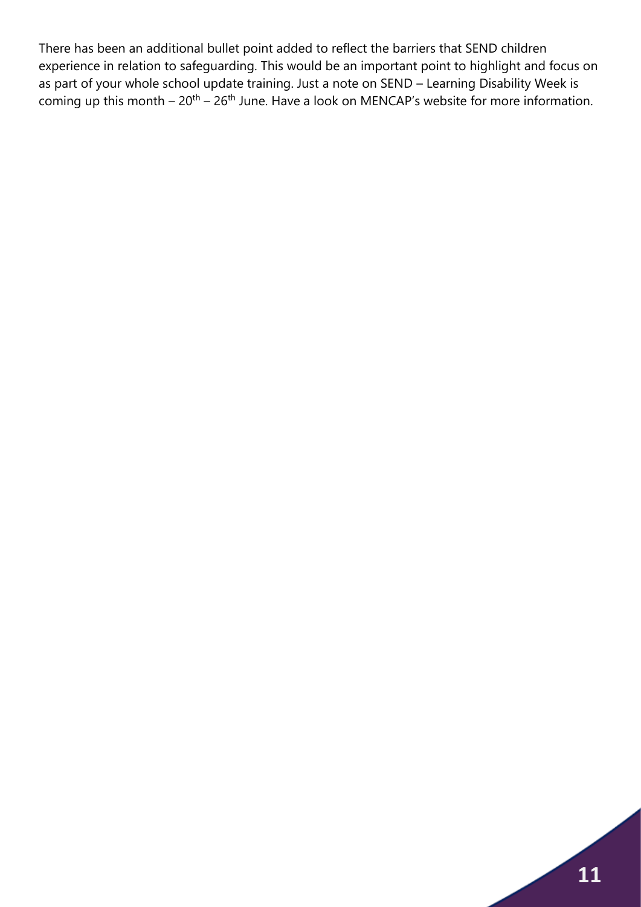There has been an additional bullet point added to reflect the barriers that SEND children experience in relation to safeguarding. This would be an important point to highlight and focus on as part of your whole school update training. Just a note on SEND – Learning Disability Week is coming up this month – 20th – 26th June. Have a look on MENCAP's website for more information.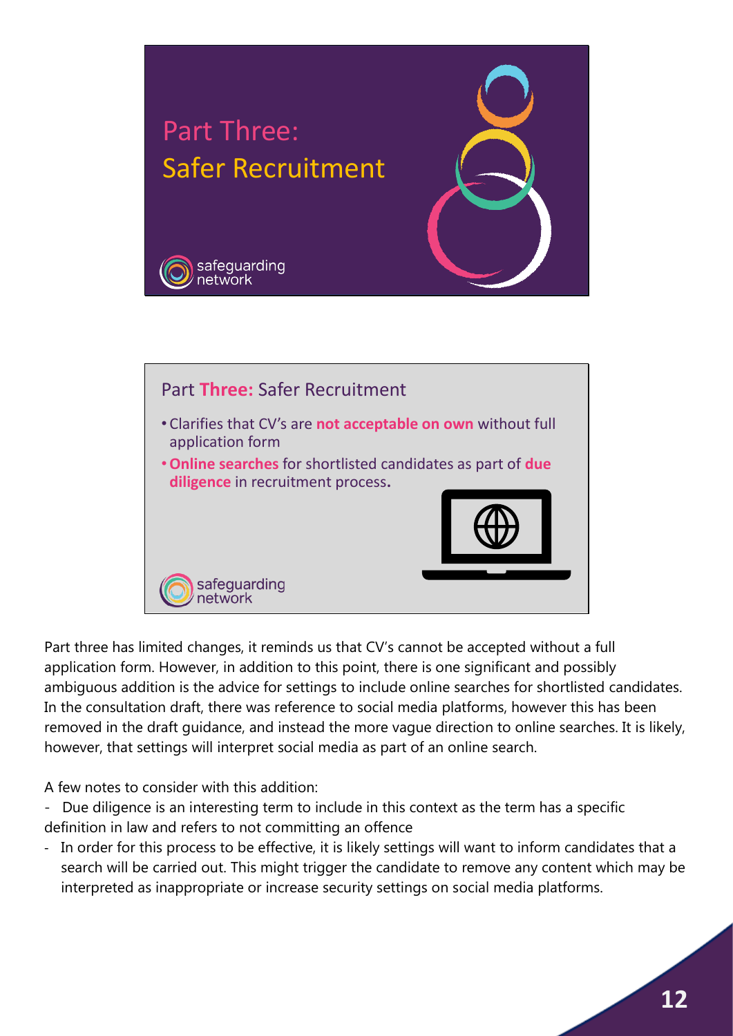# Part Three: Safer Recruitment

safeguarding network

## Part **Three:** Safer Recruitment

- Clarifies that CV's are **not acceptable on own** without full application form
- **Online searches** for shortlisted candidates as part of **due diligence** in recruitment process**.**

safeguarding network

Part three has limited changes, it reminds us that CV's cannot be accepted without a full application form. However, in addition to this point, there is one significant and possibly ambiguous addition is the advice for settings to include online searches for shortlisted candidates. In the consultation draft, there was reference to social media platforms, however this has been removed in the draft guidance, and instead the more vague direction to online searches. It is likely, however, that settings will interpret social media as part of an online search.

A few notes to consider with this addition:

- Due diligence is an interesting term to include in this context as the term has a specific definition in law and refers to not committing an offence
- In order for this process to be effective, it is likely settings will want to inform candidates that a search will be carried out. This might trigger the candidate to remove any content which may be interpreted as inappropriate or increase security settings on social media platforms.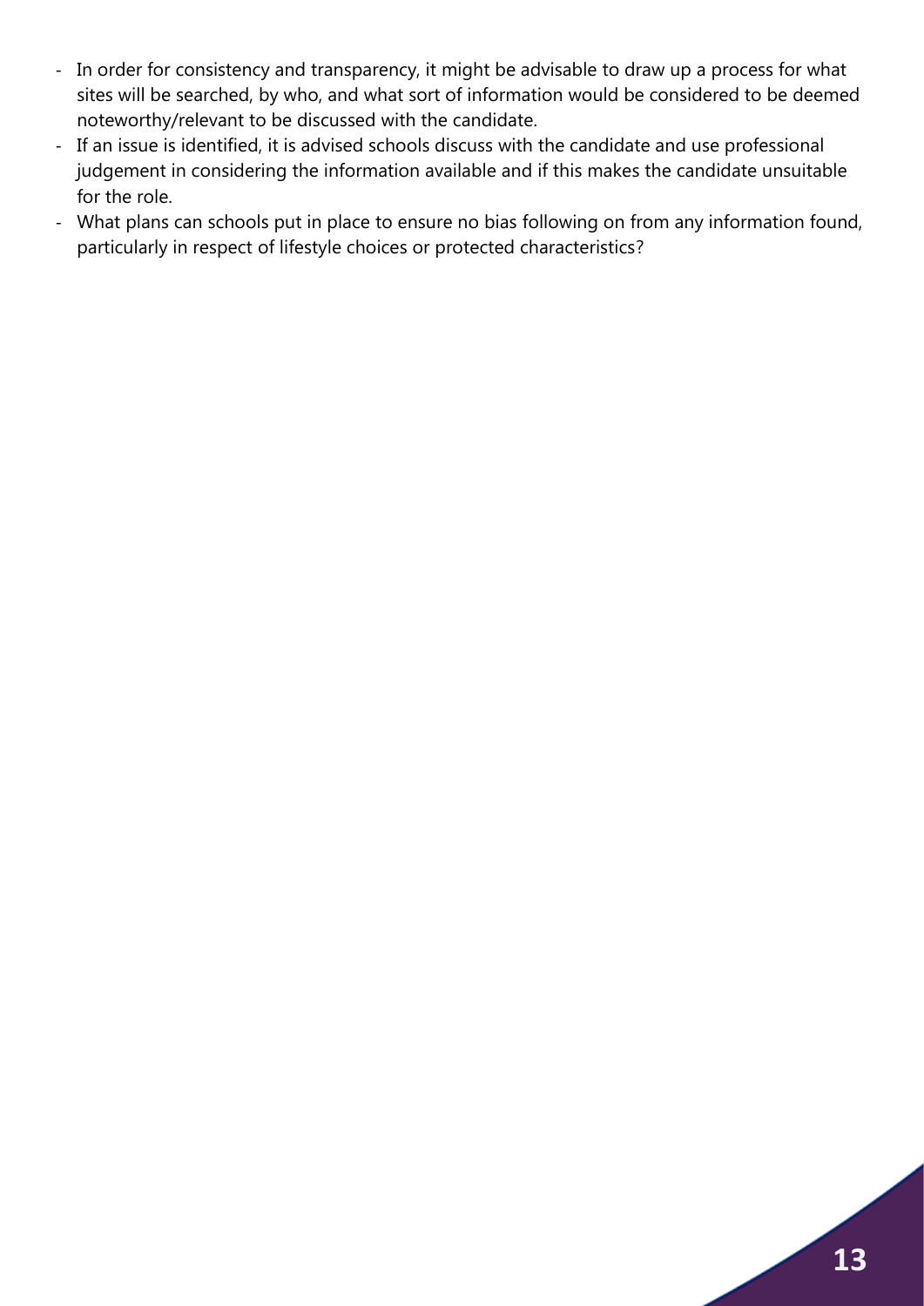- In order for consistency and transparency, it might be advisable to draw up a process for what sites will be searched, by who, and what sort of information would be considered to be deemed noteworthy/relevant to be discussed with the candidate.
- If an issue is identified, it is advised schools discuss with the candidate and use professional judgement in considering the information available and if this makes the candidate unsuitable for the role.
- What plans can schools put in place to ensure no bias following on from any information found, particularly in respect of lifestyle choices or protected characteristics?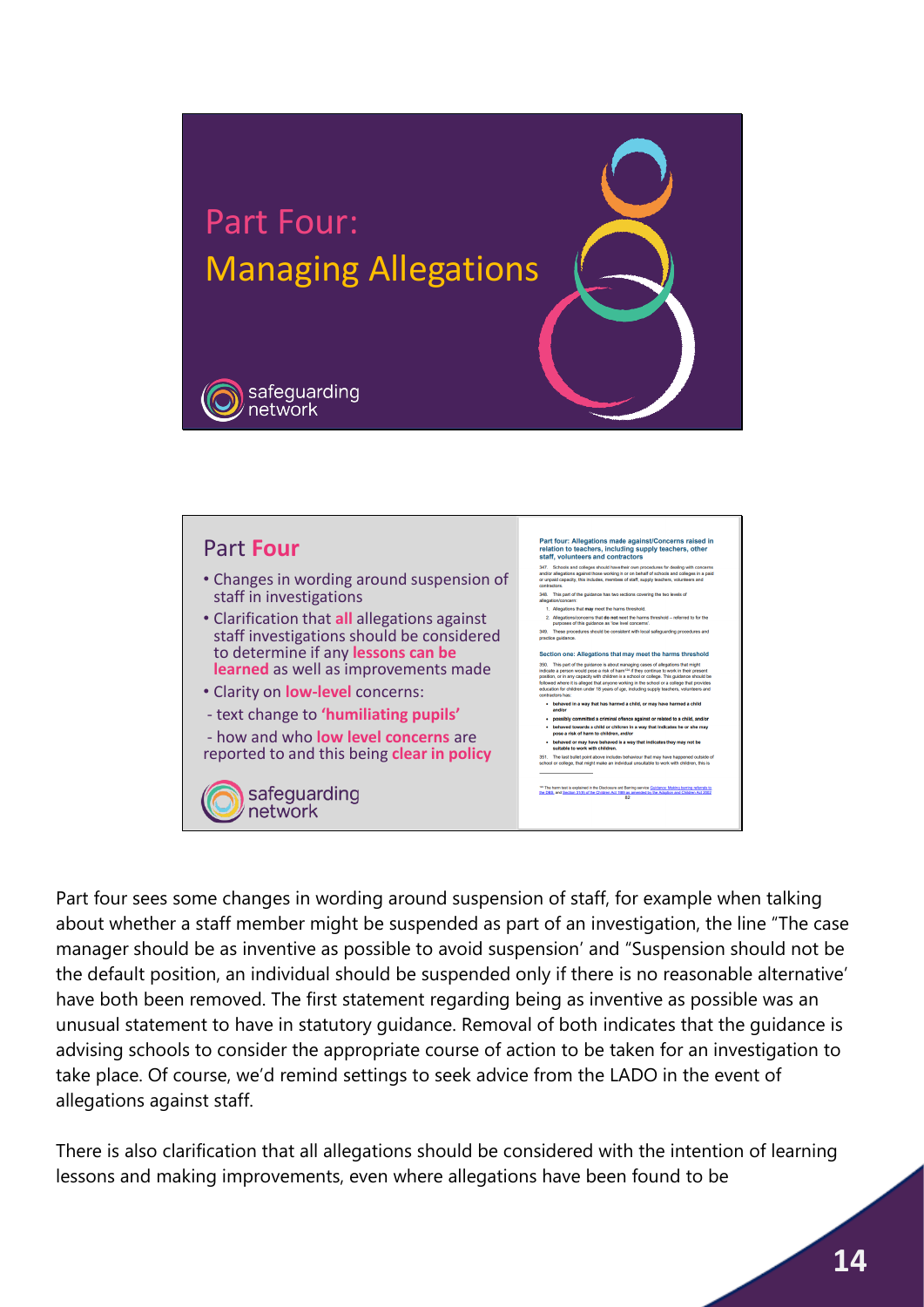# Part Four: Managing Allegations

safeguarding network

## Part Four

- Changes in wording around suspension of staff in investigations
- Clarification that **all** allegations against staff investigations should be considered to determine if any **lessons can be learned** as well as improvements made
- Clarity on **low-level** concerns:
  - text change to **'humiliating pupils'**
  - how and who **low level concerns** are reported to and this being **clear in policy**

**Part four: Allegations made against/Concerns raised in relation to teachers, including supply teachers, other staff, volunteers and contractors**

347. Schools and colleges should have their own procedures for dealing with concerns and/or allegations against those working in or on behalf of schools and colleges in a paid or unpaid capacity, this includes, members of staff, supply teachers, volunteers and contractors.

348. This part of the guidance has two sections covering the two levels of allegation/concern:

1. Allegations that **may** meet the harms threshold.
2. Allegations/concerns that do **not** meet the harms threshold – referred to for the purposes of this guidance as 'low level concerns'.

349. These procedures should be consistent with local safeguarding procedures and practice guidance.

**Section one: Allegations that may meet the harms threshold**

350. This part of the guidance is about managing cases of allegations that might indicate a person would pose a risk of harm[164] if they continue to work in their present position, or in any capacity with children in a school or college. This guidance should be followed where it is alleged that anyone working in the school or a college that provides education for children under 18 years of age, including supply teachers, volunteers and contractors has:

- **behaved in a way that has harmed a child, or may have harmed a child and/or**
- **possibly committed a criminal offence against or related to a child, and/or**
- **behaved towards a child or children in a way that indicates he or she may pose a risk of harm to children, and/or**
- **behaved or may have behaved in a way that indicates they may not be suitable to work with children.**

351. The last bullet point above includes behaviour that may have happened outside of school or college, that might make an individual unsuitable to work with children, this is

[164] The harm test is explained in the Disclosure and Barring service Guidance: Making barring referrals to the DBS, and Section 31(9) of the Children Act 1989 as amended by the Adoption and Children Act 2002

82

safeguarding network

Part four sees some changes in wording around suspension of staff, for example when talking about whether a staff member might be suspended as part of an investigation, the line "The case manager should be as inventive as possible to avoid suspension' and "Suspension should not be the default position, an individual should be suspended only if there is no reasonable alternative' have both been removed. The first statement regarding being as inventive as possible was an unusual statement to have in statutory guidance. Removal of both indicates that the guidance is advising schools to consider the appropriate course of action to be taken for an investigation to take place. Of course, we'd remind settings to seek advice from the LADO in the event of allegations against staff.

There is also clarification that all allegations should be considered with the intention of learning lessons and making improvements, even where allegations have been found to be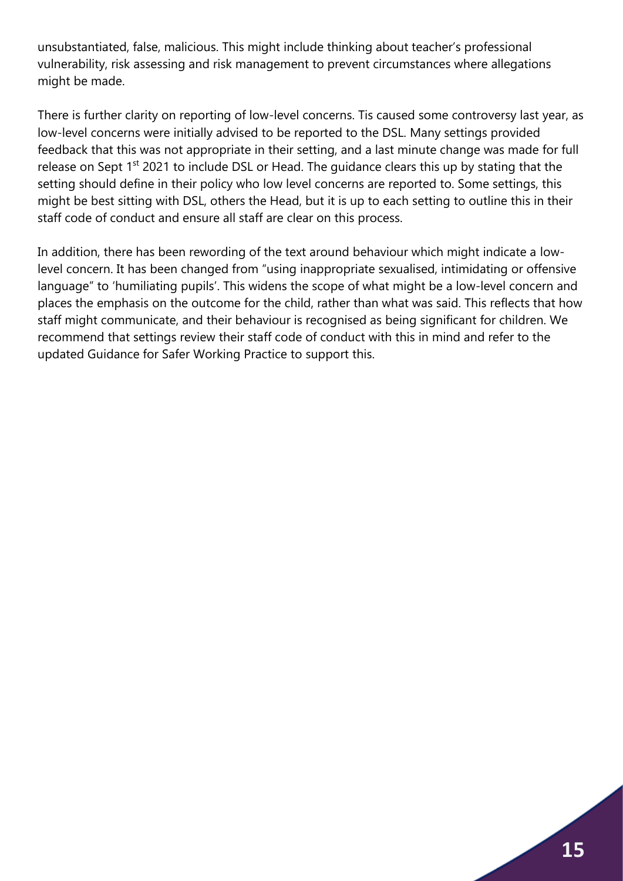unsubstantiated, false, malicious. This might include thinking about teacher's professional vulnerability, risk assessing and risk management to prevent circumstances where allegations might be made.

There is further clarity on reporting of low-level concerns. Tis caused some controversy last year, as low-level concerns were initially advised to be reported to the DSL. Many settings provided feedback that this was not appropriate in their setting, and a last minute change was made for full release on Sept 1st 2021 to include DSL or Head. The guidance clears this up by stating that the setting should define in their policy who low level concerns are reported to. Some settings, this might be best sitting with DSL, others the Head, but it is up to each setting to outline this in their staff code of conduct and ensure all staff are clear on this process.

In addition, there has been rewording of the text around behaviour which might indicate a low-level concern. It has been changed from "using inappropriate sexualised, intimidating or offensive language" to 'humiliating pupils'. This widens the scope of what might be a low-level concern and places the emphasis on the outcome for the child, rather than what was said. This reflects that how staff might communicate, and their behaviour is recognised as being significant for children. We recommend that settings review their staff code of conduct with this in mind and refer to the updated Guidance for Safer Working Practice to support this.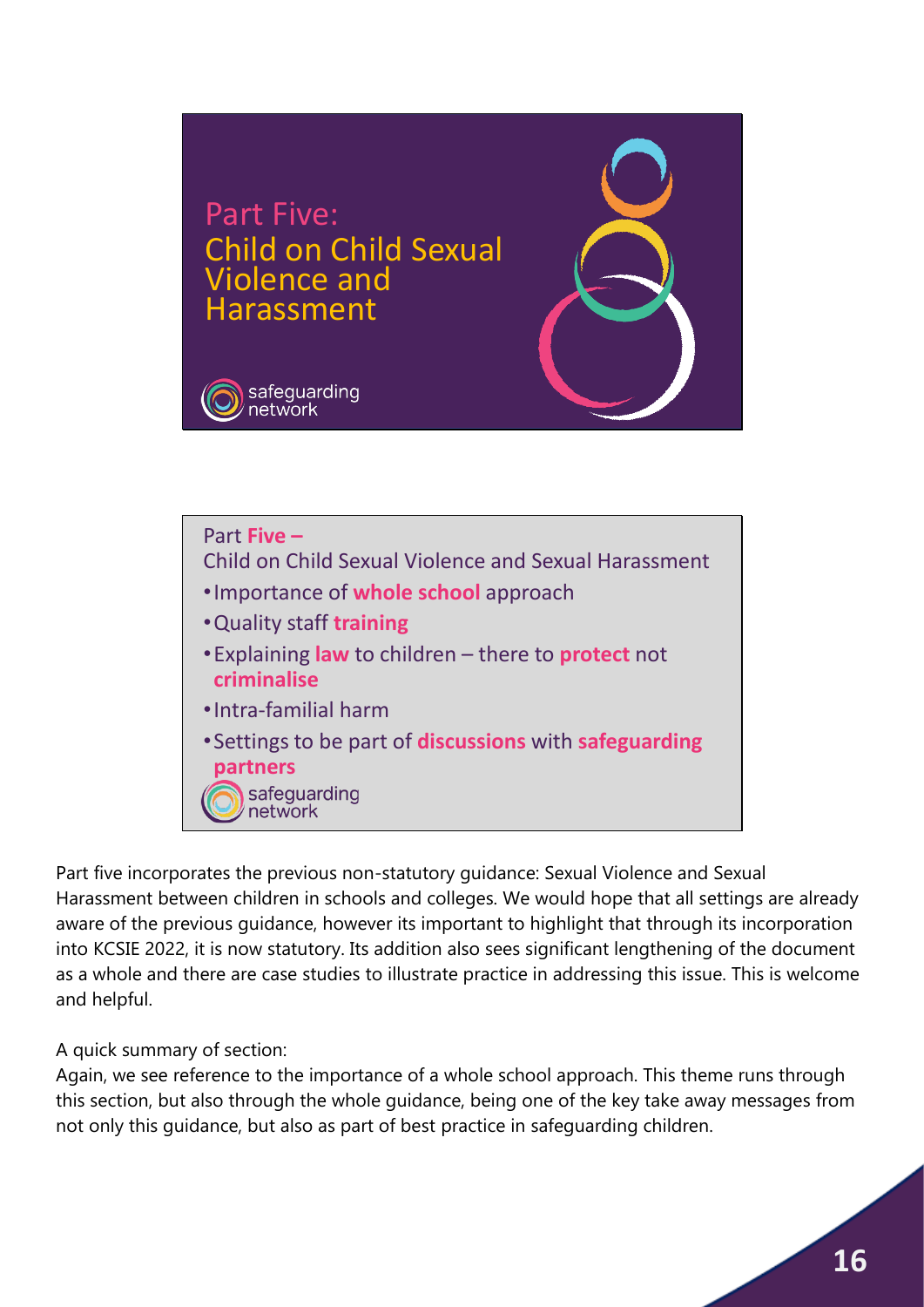Part Five:
Child on Child Sexual Violence and Harassment

safeguarding network

Part **Five –**
Child on Child Sexual Violence and Sexual Harassment

- Importance of **whole school** approach
- Quality staff **training**
- Explaining **law** to children – there to **protect** not **criminalise**
- Intra-familial harm
- Settings to be part of **discussions** with **safeguarding partners**

safeguarding network

Part five incorporates the previous non-statutory guidance: Sexual Violence and Sexual Harassment between children in schools and colleges. We would hope that all settings are already aware of the previous guidance, however its important to highlight that through its incorporation into KCSIE 2022, it is now statutory. Its addition also sees significant lengthening of the document as a whole and there are case studies to illustrate practice in addressing this issue. This is welcome and helpful.

A quick summary of section:
Again, we see reference to the importance of a whole school approach. This theme runs through this section, but also through the whole guidance, being one of the key take away messages from not only this guidance, but also as part of best practice in safeguarding children.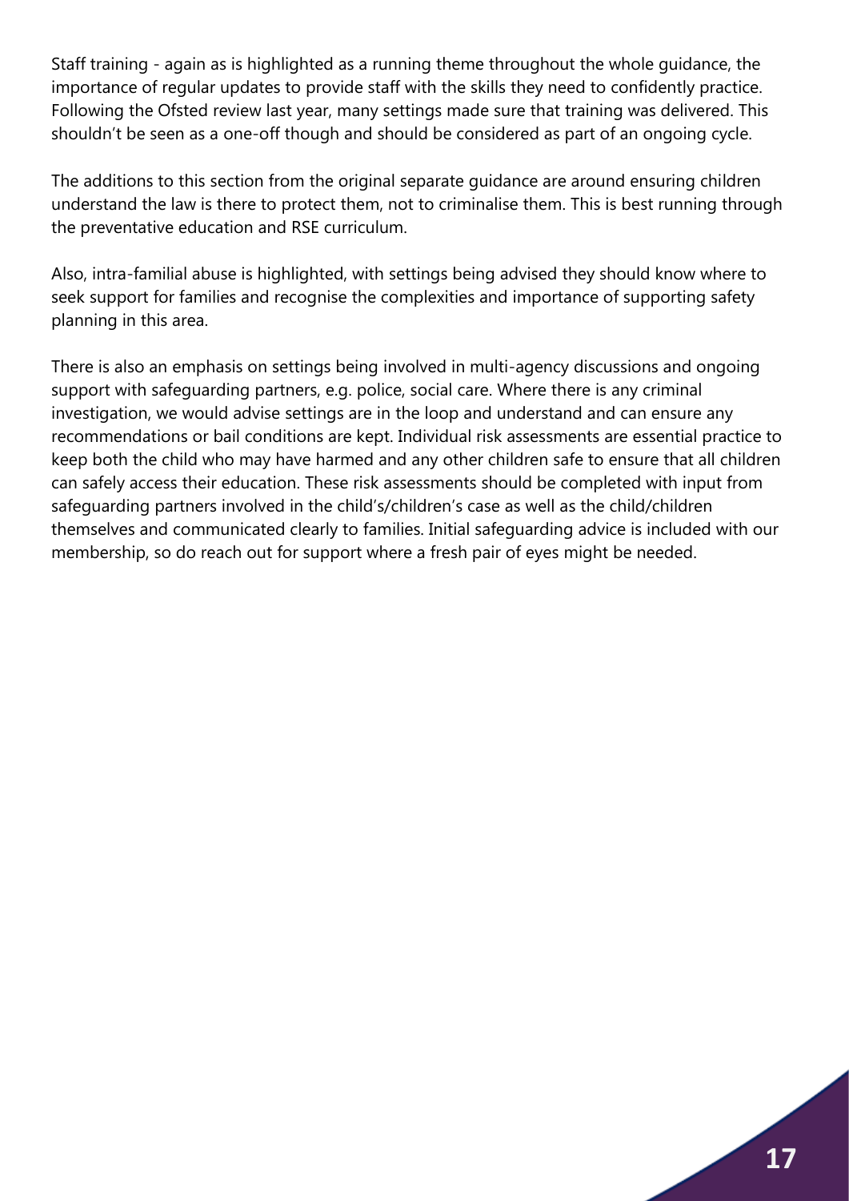Staff training - again as is highlighted as a running theme throughout the whole guidance, the importance of regular updates to provide staff with the skills they need to confidently practice. Following the Ofsted review last year, many settings made sure that training was delivered. This shouldn't be seen as a one-off though and should be considered as part of an ongoing cycle.

The additions to this section from the original separate guidance are around ensuring children understand the law is there to protect them, not to criminalise them. This is best running through the preventative education and RSE curriculum.

Also, intra-familial abuse is highlighted, with settings being advised they should know where to seek support for families and recognise the complexities and importance of supporting safety planning in this area.

There is also an emphasis on settings being involved in multi-agency discussions and ongoing support with safeguarding partners, e.g. police, social care. Where there is any criminal investigation, we would advise settings are in the loop and understand and can ensure any recommendations or bail conditions are kept. Individual risk assessments are essential practice to keep both the child who may have harmed and any other children safe to ensure that all children can safely access their education. These risk assessments should be completed with input from safeguarding partners involved in the child's/children's case as well as the child/children themselves and communicated clearly to families. Initial safeguarding advice is included with our membership, so do reach out for support where a fresh pair of eyes might be needed.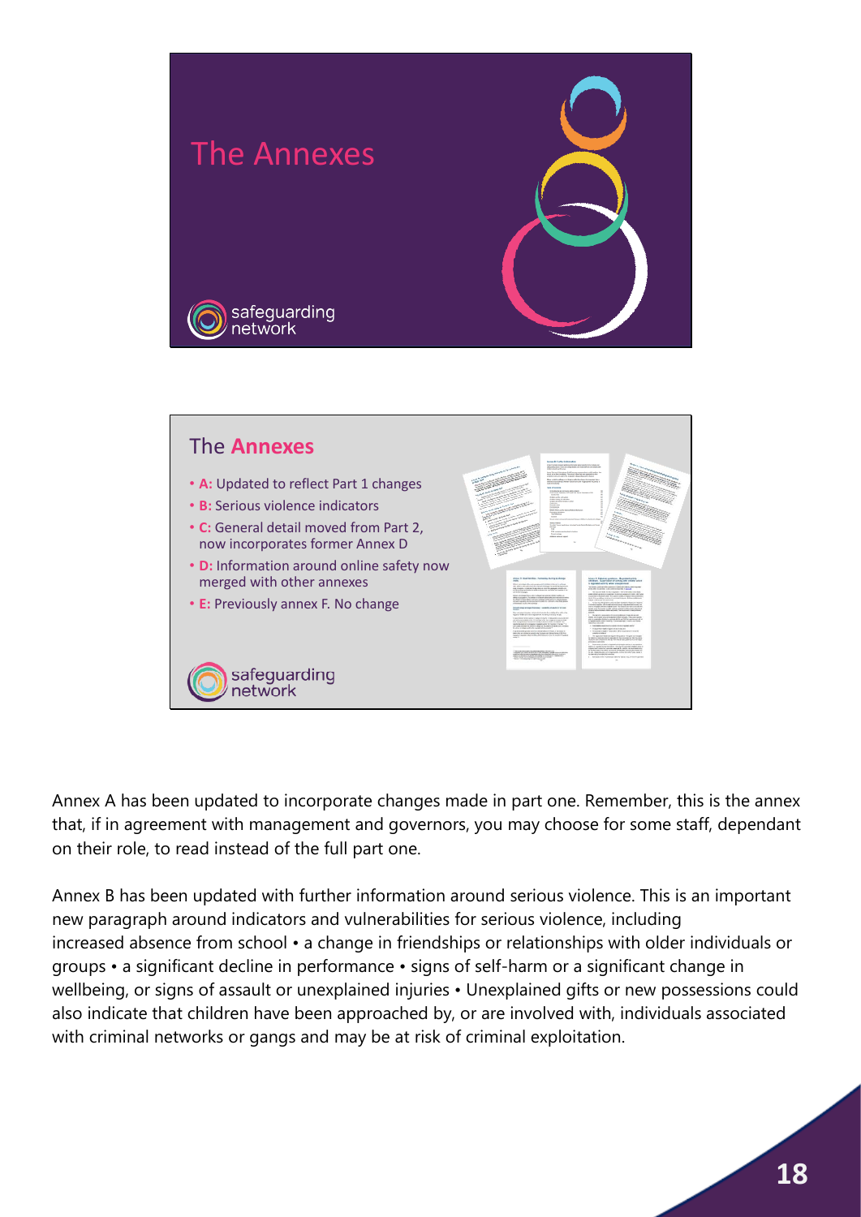## The Annexes

safeguarding network

## The Annexes

- **A:** Updated to reflect Part 1 changes
- **B:** Serious violence indicators
- **C:** General detail moved from Part 2, now incorporates former Annex D
- **D:** Information around online safety now merged with other annexes
- **E:** Previously annex F. No change

safeguarding network

Annex A has been updated to incorporate changes made in part one. Remember, this is the annex that, if in agreement with management and governors, you may choose for some staff, dependant on their role, to read instead of the full part one.

Annex B has been updated with further information around serious violence. This is an important new paragraph around indicators and vulnerabilities for serious violence, including increased absence from school • a change in friendships or relationships with older individuals or groups • a significant decline in performance • signs of self-harm or a significant change in wellbeing, or signs of assault or unexplained injuries • Unexplained gifts or new possessions could also indicate that children have been approached by, or are involved with, individuals associated with criminal networks or gangs and may be at risk of criminal exploitation.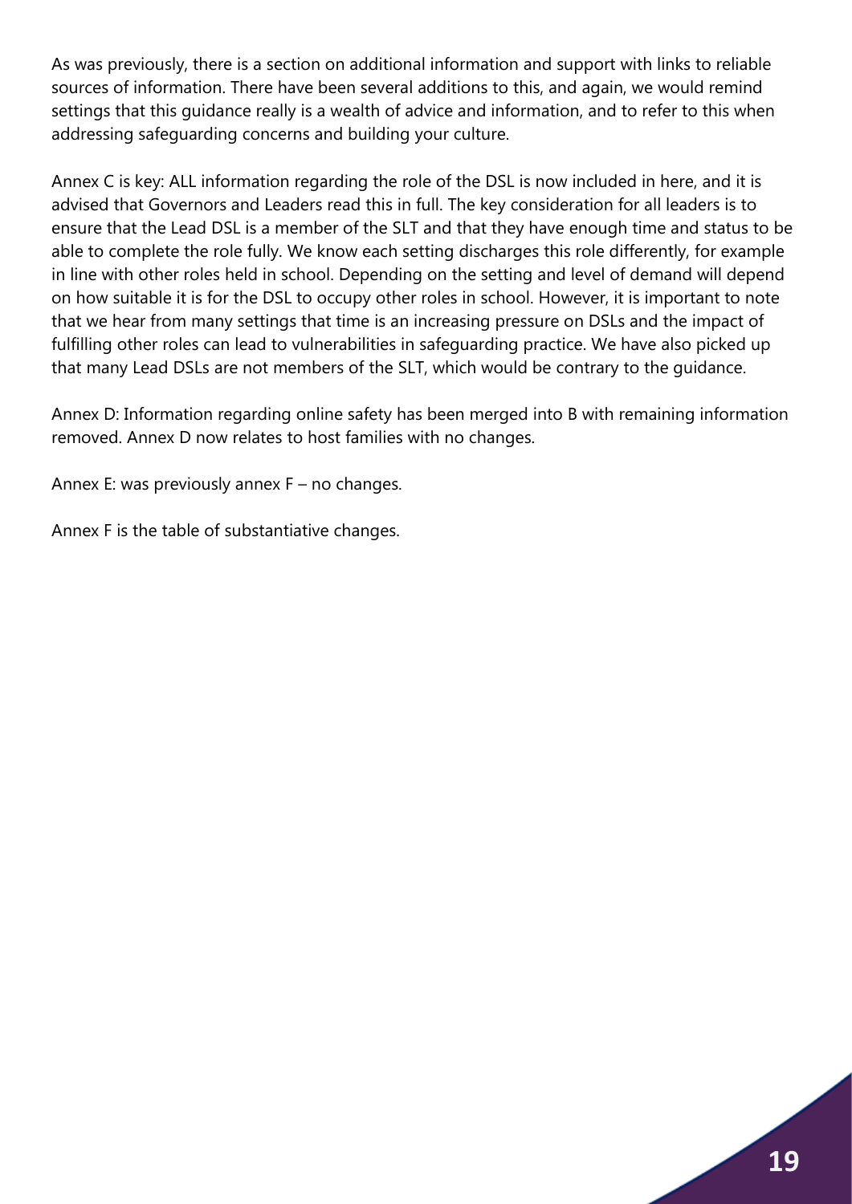As was previously, there is a section on additional information and support with links to reliable sources of information. There have been several additions to this, and again, we would remind settings that this guidance really is a wealth of advice and information, and to refer to this when addressing safeguarding concerns and building your culture.

Annex C is key: ALL information regarding the role of the DSL is now included in here, and it is advised that Governors and Leaders read this in full. The key consideration for all leaders is to ensure that the Lead DSL is a member of the SLT and that they have enough time and status to be able to complete the role fully. We know each setting discharges this role differently, for example in line with other roles held in school. Depending on the setting and level of demand will depend on how suitable it is for the DSL to occupy other roles in school. However, it is important to note that we hear from many settings that time is an increasing pressure on DSLs and the impact of fulfilling other roles can lead to vulnerabilities in safeguarding practice. We have also picked up that many Lead DSLs are not members of the SLT, which would be contrary to the guidance.

Annex D: Information regarding online safety has been merged into B with remaining information removed. Annex D now relates to host families with no changes.

Annex E: was previously annex F – no changes.

Annex F is the table of substantiative changes.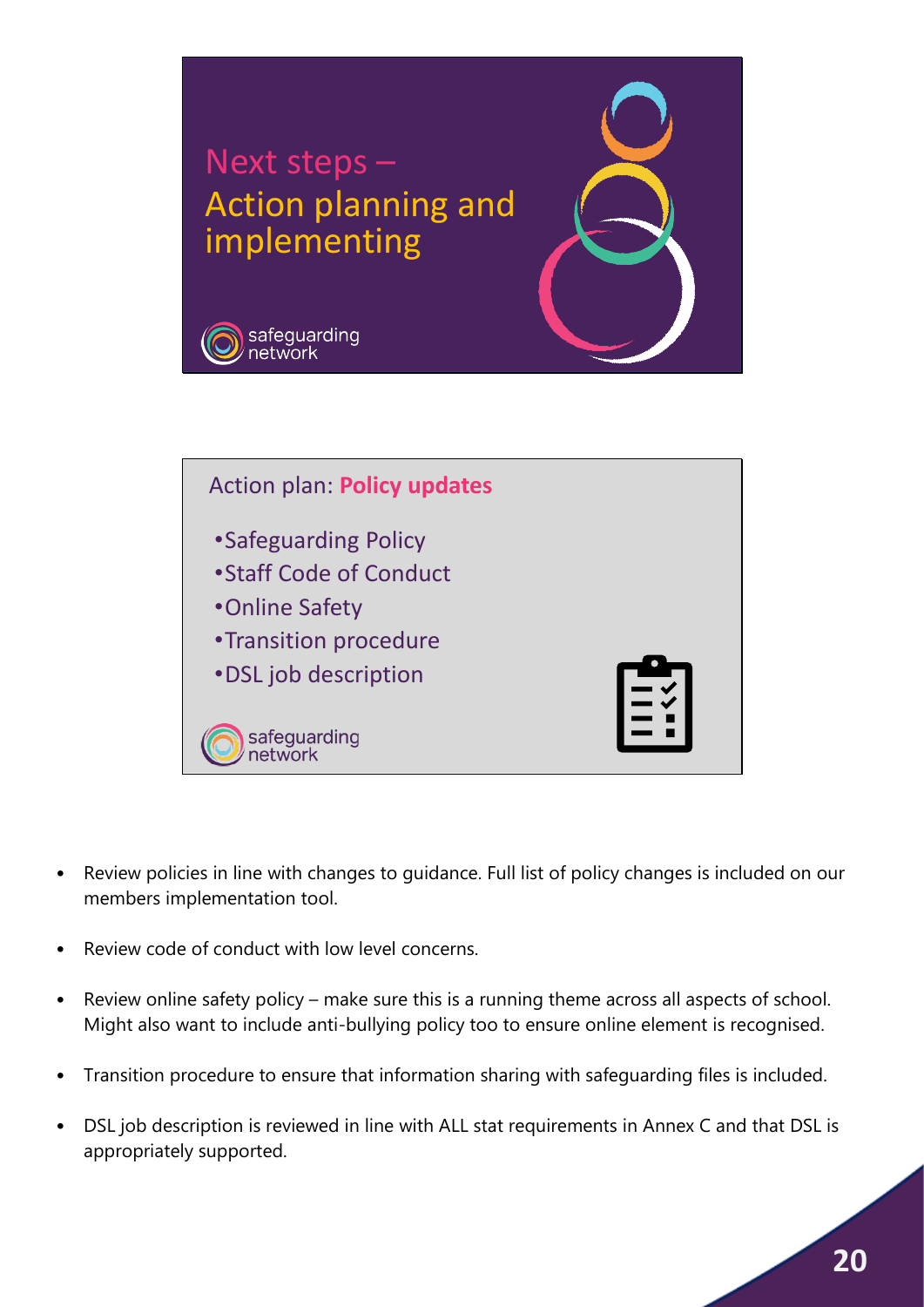## Next steps – Action planning and implementing

safeguarding network

### Action plan: **Policy updates**

- Safeguarding Policy
- Staff Code of Conduct
- Online Safety
- Transition procedure
- DSL job description

safeguarding network

- Review policies in line with changes to guidance. Full list of policy changes is included on our members implementation tool.
- Review code of conduct with low level concerns.
- Review online safety policy – make sure this is a running theme across all aspects of school. Might also want to include anti-bullying policy too to ensure online element is recognised.
- Transition procedure to ensure that information sharing with safeguarding files is included.
- DSL job description is reviewed in line with ALL stat requirements in Annex C and that DSL is appropriately supported.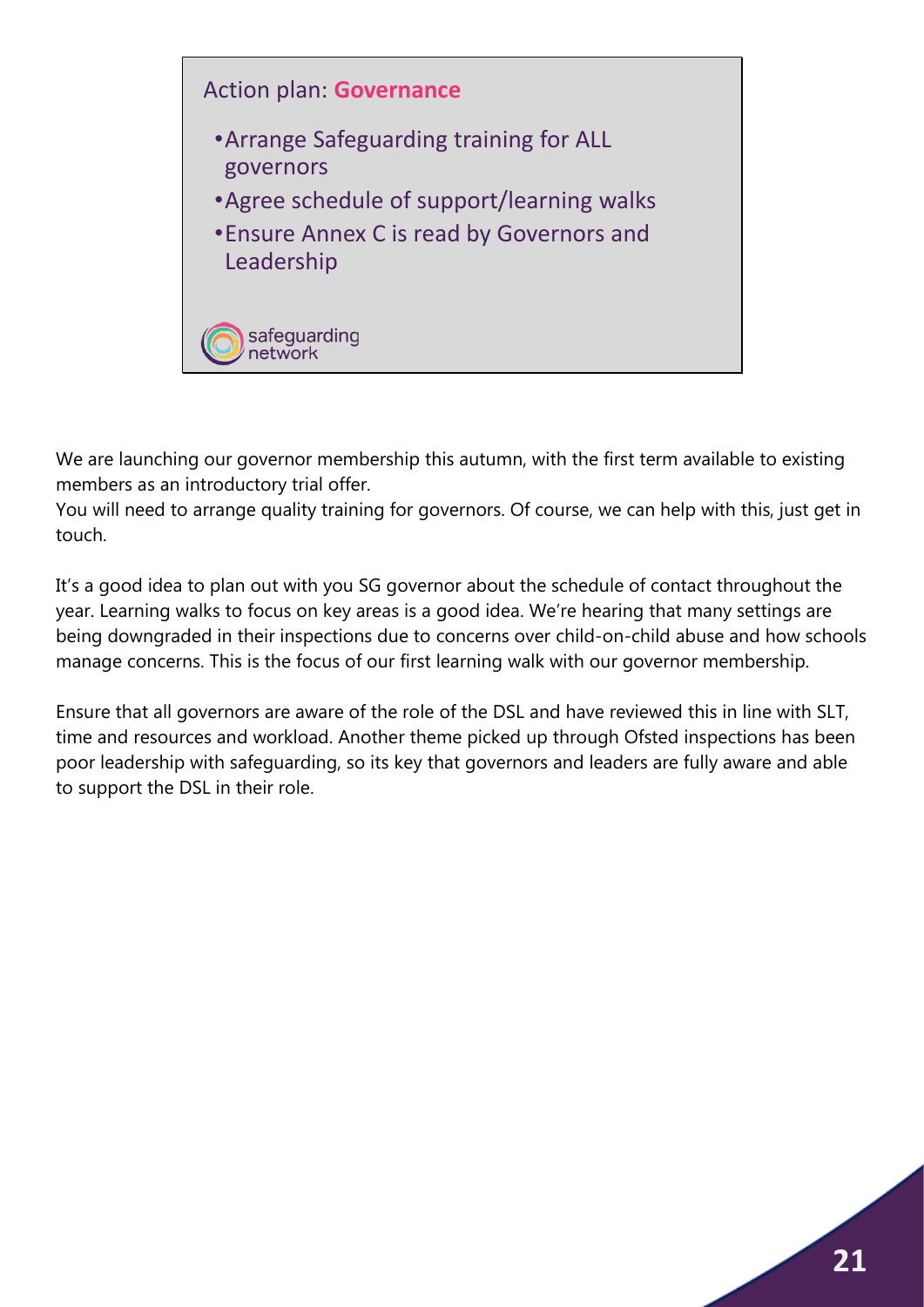## Action plan: **Governance**

- Arrange Safeguarding training for ALL governors
- Agree schedule of support/learning walks
- Ensure Annex C is read by Governors and Leadership

safeguarding network

We are launching our governor membership this autumn, with the first term available to existing members as an introductory trial offer.
You will need to arrange quality training for governors. Of course, we can help with this, just get in touch.

It's a good idea to plan out with you SG governor about the schedule of contact throughout the year. Learning walks to focus on key areas is a good idea. We're hearing that many settings are being downgraded in their inspections due to concerns over child-on-child abuse and how schools manage concerns. This is the focus of our first learning walk with our governor membership.

Ensure that all governors are aware of the role of the DSL and have reviewed this in line with SLT, time and resources and workload. Another theme picked up through Ofsted inspections has been poor leadership with safeguarding, so its key that governors and leaders are fully aware and able to support the DSL in their role.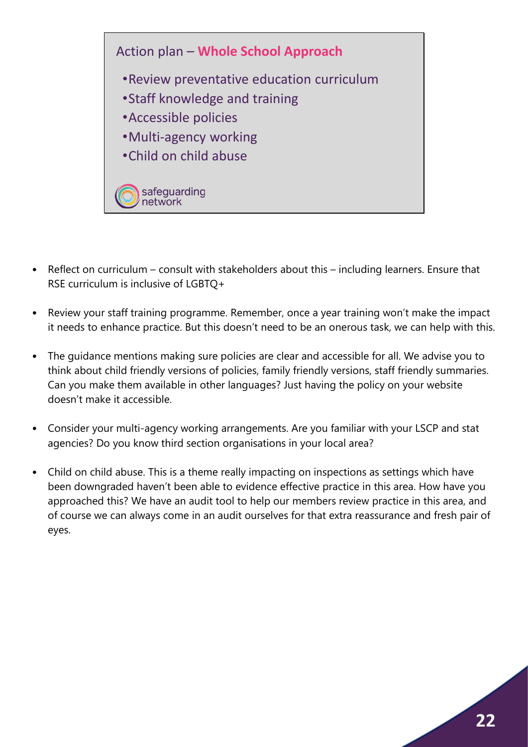## Action plan – **Whole School Approach**

- Review preventative education curriculum
- Staff knowledge and training
- Accessible policies
- Multi-agency working
- Child on child abuse

safeguarding network

- Reflect on curriculum – consult with stakeholders about this – including learners. Ensure that RSE curriculum is inclusive of LGBTQ+
- Review your staff training programme. Remember, once a year training won't make the impact it needs to enhance practice. But this doesn't need to be an onerous task, we can help with this.
- The guidance mentions making sure policies are clear and accessible for all. We advise you to think about child friendly versions of policies, family friendly versions, staff friendly summaries. Can you make them available in other languages? Just having the policy on your website doesn't make it accessible.
- Consider your multi-agency working arrangements. Are you familiar with your LSCP and stat agencies? Do you know third section organisations in your local area?
- Child on child abuse. This is a theme really impacting on inspections as settings which have been downgraded haven't been able to evidence effective practice in this area. How have you approached this? We have an audit tool to help our members review practice in this area, and of course we can always come in an audit ourselves for that extra reassurance and fresh pair of eyes.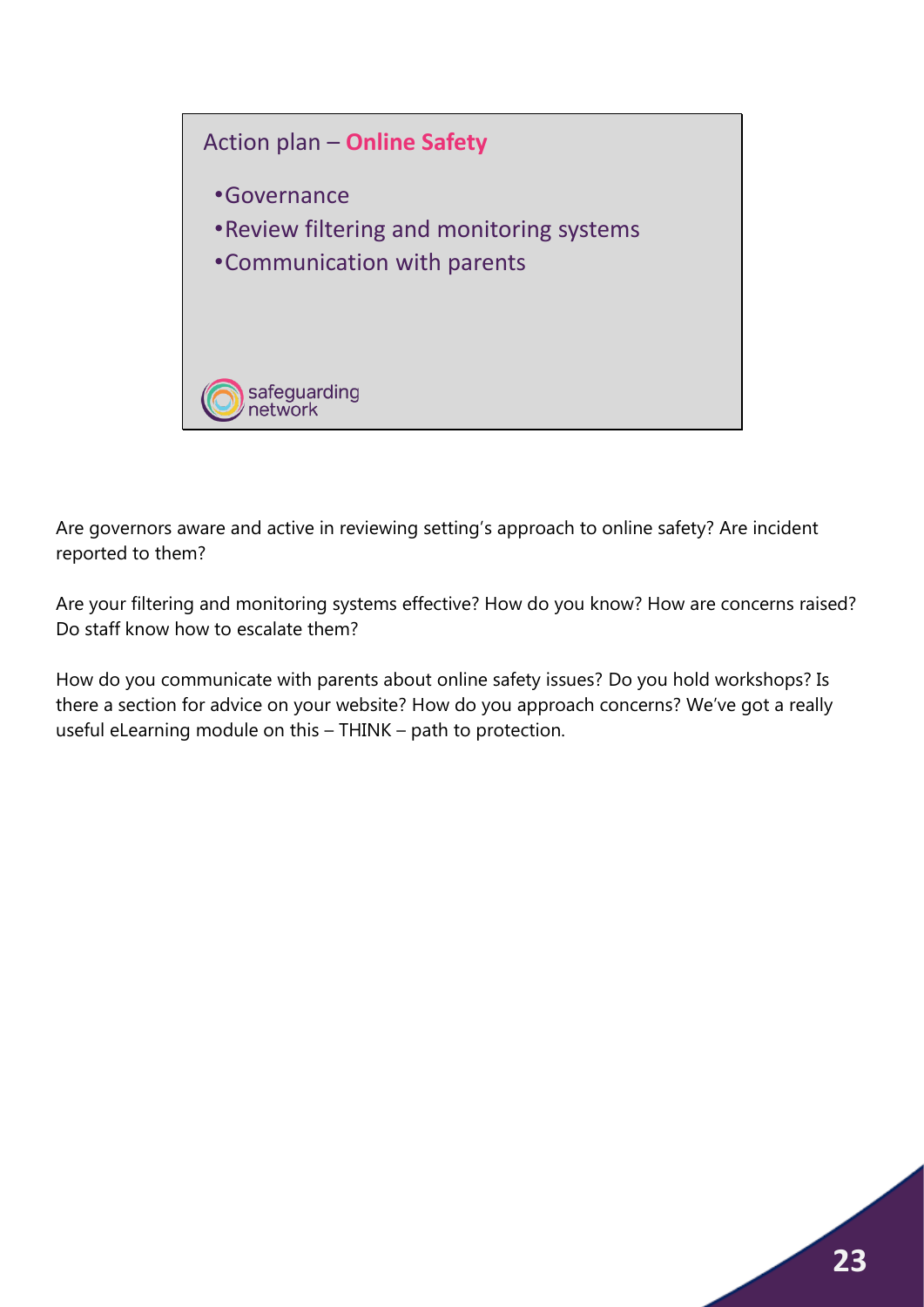## Action plan – **Online Safety**

- Governance
- Review filtering and monitoring systems
- Communication with parents

safeguarding network

Are governors aware and active in reviewing setting's approach to online safety? Are incident reported to them?

Are your filtering and monitoring systems effective? How do you know? How are concerns raised? Do staff know how to escalate them?

How do you communicate with parents about online safety issues? Do you hold workshops? Is there a section for advice on your website? How do you approach concerns? We've got a really useful eLearning module on this – THINK – path to protection.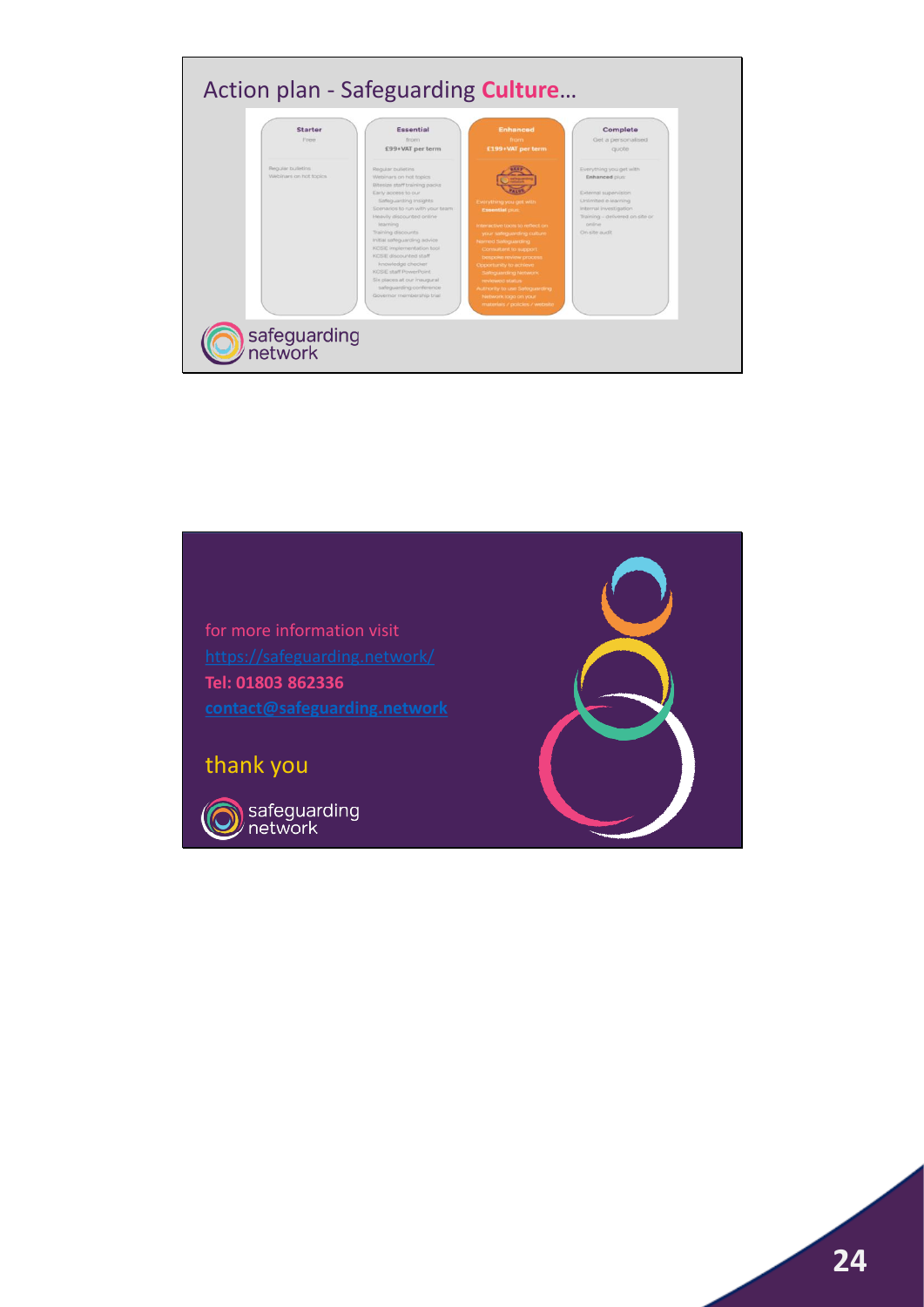## Action plan - Safeguarding **Culture**…

| Starter | Essential | Enhanced | Complete |
|---|---|---|---|
| Free | from £99+VAT per term | from £199+VAT per term | Get a personalised quote |
| Regular bulletins<br>Webinars on hot topics | Regular bulletins<br>Webinars on hot topics<br>Bitesize staff training packs<br>Early access to our Safeguarding insights<br>Scenarios to run with your team<br>Heavily discounted online learning<br>Training discounts<br>Initial safeguarding advice<br>KCSIE implementation tool<br>KCSIE discounted staff knowledge checker<br>KCSIE staff PowerPoint<br>Six places at our inaugural safeguarding conference<br>Governor membership trial | Everything you get with **Essential** plus<br>Interactive tools to reflect on your safeguarding culture<br>Named Safeguarding Consultant to support bespoke review process<br>Opportunity to achieve Safeguarding Network reviewed status<br>Authority to use Safeguarding Network logo on your materials / policies / website | Everything you get with **Enhanced** plus<br>External supervision<br>Unlimited e-learning<br>Internal investigation<br>Training - delivered on-site or online<br>On-site audit |

safeguarding network

for more information visit

https://safeguarding.network/

**Tel: 01803 862336**

**contact@safeguarding.network**

thank you

safeguarding network